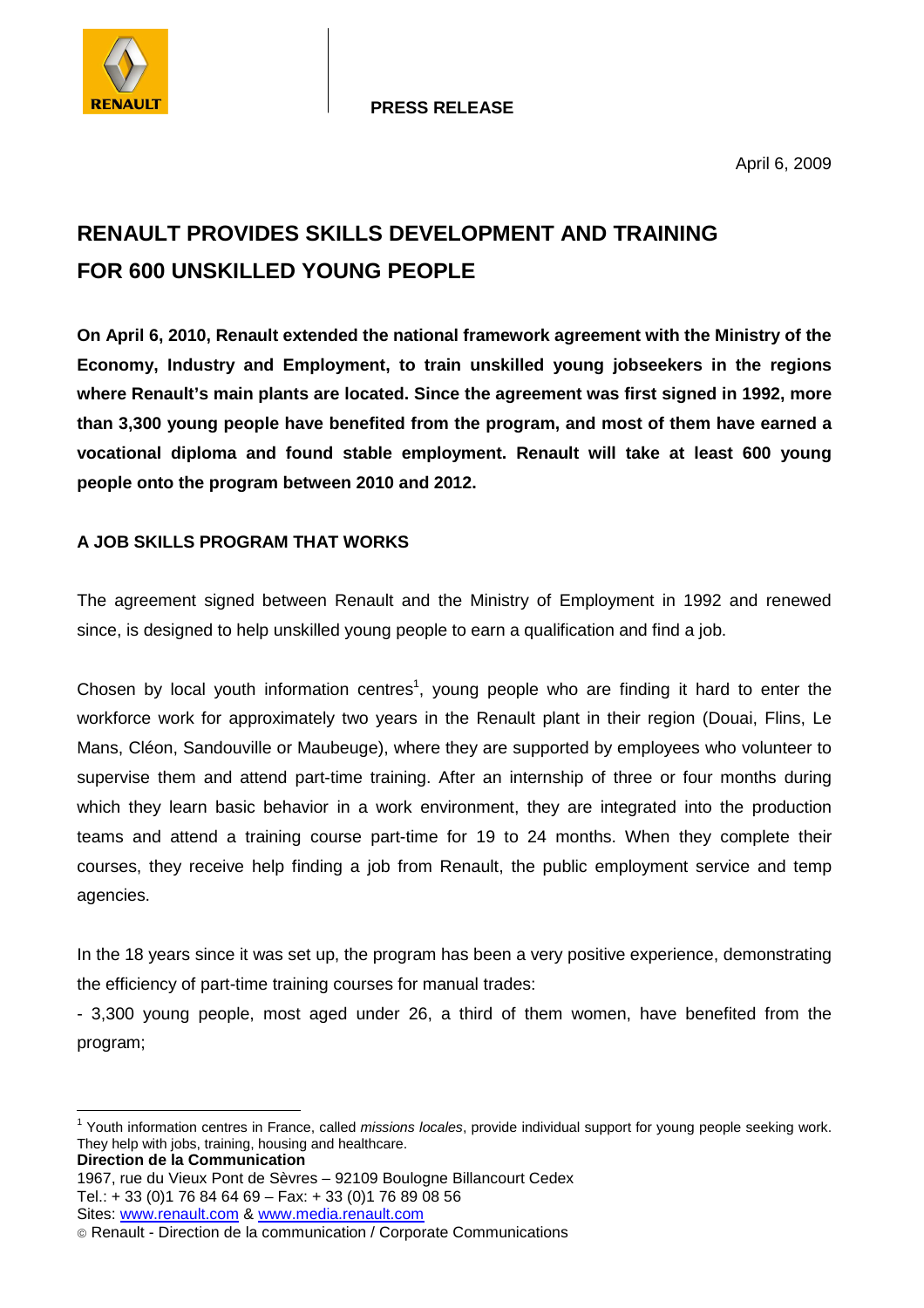RENAULT

**PRESS RELEASE**

April 6, 2009

# RENAULT PROVIDES SKILLS DEVELOPMENT AND TRAINING FOR 600 UNSKILLED YOUNG PEOPLE

**On April 6, 2010, Renault extended the national framework agreement with the Ministry of the Economy, Industry and Employment, to train unskilled young jobseekers in the regions where Renault's main plants are located. Since the agreement was first signed in 1992, more than 3,300 young people have benefited from the program, and most of them have earned a vocational diploma and found stable employment. Renault will take at least 600 young people onto the program between 2010 and 2012.**

## A JOB SKILLS PROGRAM THAT WORKS

The agreement signed between Renault and the Ministry of Employment in 1992 and renewed since, is designed to help unskilled young people to earn a qualification and find a job.

Chosen by local youth information centres[1], young people who are finding it hard to enter the workforce work for approximately two years in the Renault plant in their region (Douai, Flins, Le Mans, Cléon, Sandouville or Maubeuge), where they are supported by employees who volunteer to supervise them and attend part-time training. After an internship of three or four months during which they learn basic behavior in a work environment, they are integrated into the production teams and attend a training course part-time for 19 to 24 months. When they complete their courses, they receive help finding a job from Renault, the public employment service and temp agencies.

In the 18 years since it was set up, the program has been a very positive experience, demonstrating the efficiency of part-time training courses for manual trades:

- 3,300 young people, most aged under 26, a third of them women, have benefited from the program;

[1] Youth information centres in France, called *missions locales*, provide individual support for young people seeking work. They help with jobs, training, housing and healthcare.

**Direction de la Communication**
1967, rue du Vieux Pont de Sèvres – 92109 Boulogne Billancourt Cedex
Tel.: + 33 (0)1 76 84 64 69 – Fax: + 33 (0)1 76 89 08 56
Sites: www.renault.com & www.media.renault.com
© Renault - Direction de la communication / Corporate Communications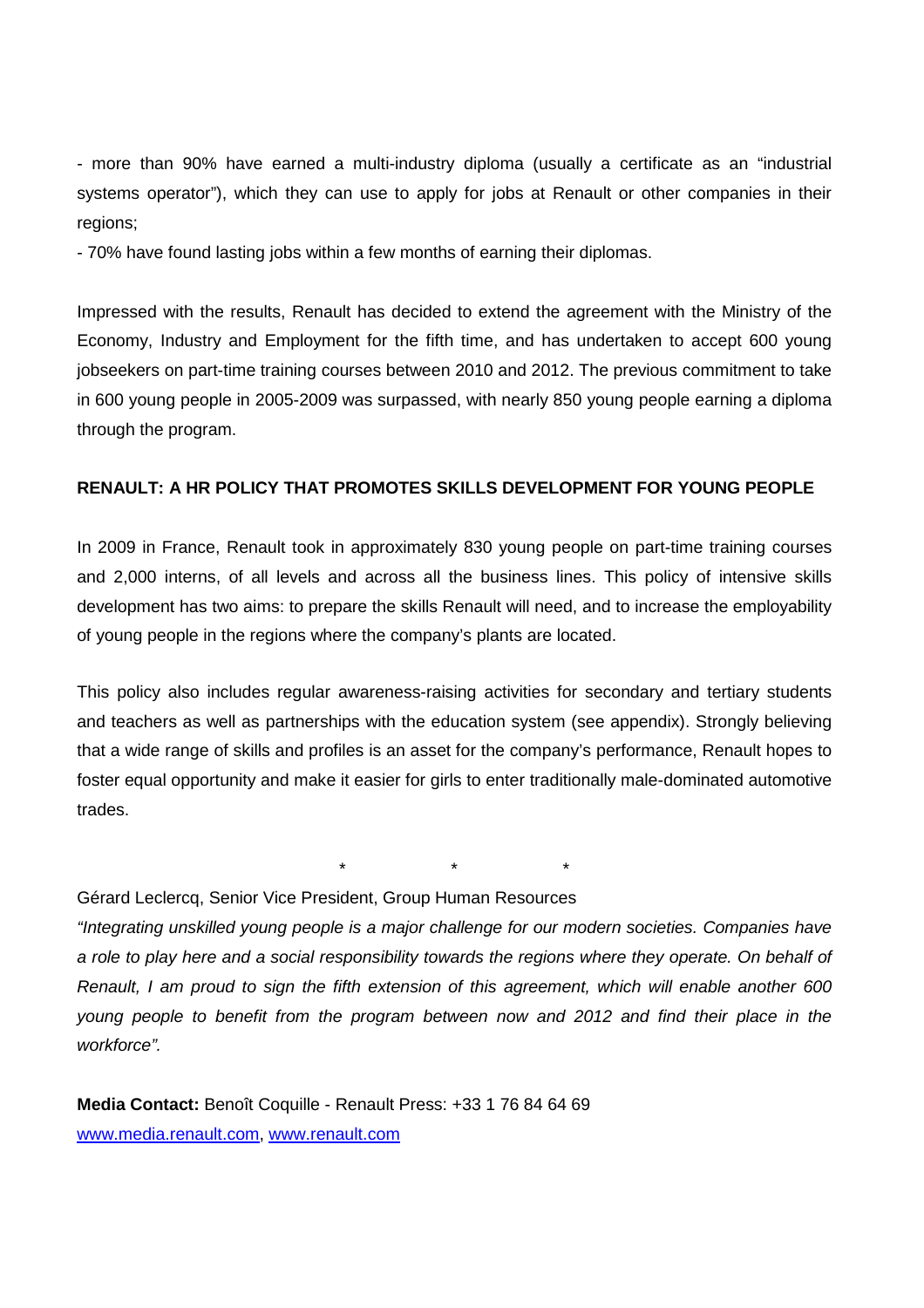- more than 90% have earned a multi-industry diploma (usually a certificate as an "industrial systems operator"), which they can use to apply for jobs at Renault or other companies in their regions;

- 70% have found lasting jobs within a few months of earning their diplomas.

Impressed with the results, Renault has decided to extend the agreement with the Ministry of the Economy, Industry and Employment for the fifth time, and has undertaken to accept 600 young jobseekers on part-time training courses between 2010 and 2012. The previous commitment to take in 600 young people in 2005-2009 was surpassed, with nearly 850 young people earning a diploma through the program.

**RENAULT: A HR POLICY THAT PROMOTES SKILLS DEVELOPMENT FOR YOUNG PEOPLE**

In 2009 in France, Renault took in approximately 830 young people on part-time training courses and 2,000 interns, of all levels and across all the business lines. This policy of intensive skills development has two aims: to prepare the skills Renault will need, and to increase the employability of young people in the regions where the company's plants are located.

This policy also includes regular awareness-raising activities for secondary and tertiary students and teachers as well as partnerships with the education system (see appendix). Strongly believing that a wide range of skills and profiles is an asset for the company's performance, Renault hopes to foster equal opportunity and make it easier for girls to enter traditionally male-dominated automotive trades.

\* \* \*

Gérard Leclercq, Senior Vice President, Group Human Resources

*"Integrating unskilled young people is a major challenge for our modern societies. Companies have a role to play here and a social responsibility towards the regions where they operate. On behalf of Renault, I am proud to sign the fifth extension of this agreement, which will enable another 600 young people to benefit from the program between now and 2012 and find their place in the workforce".*

**Media Contact:** Benoît Coquille - Renault Press: +33 1 76 84 64 69

www.media.renault.com, www.renault.com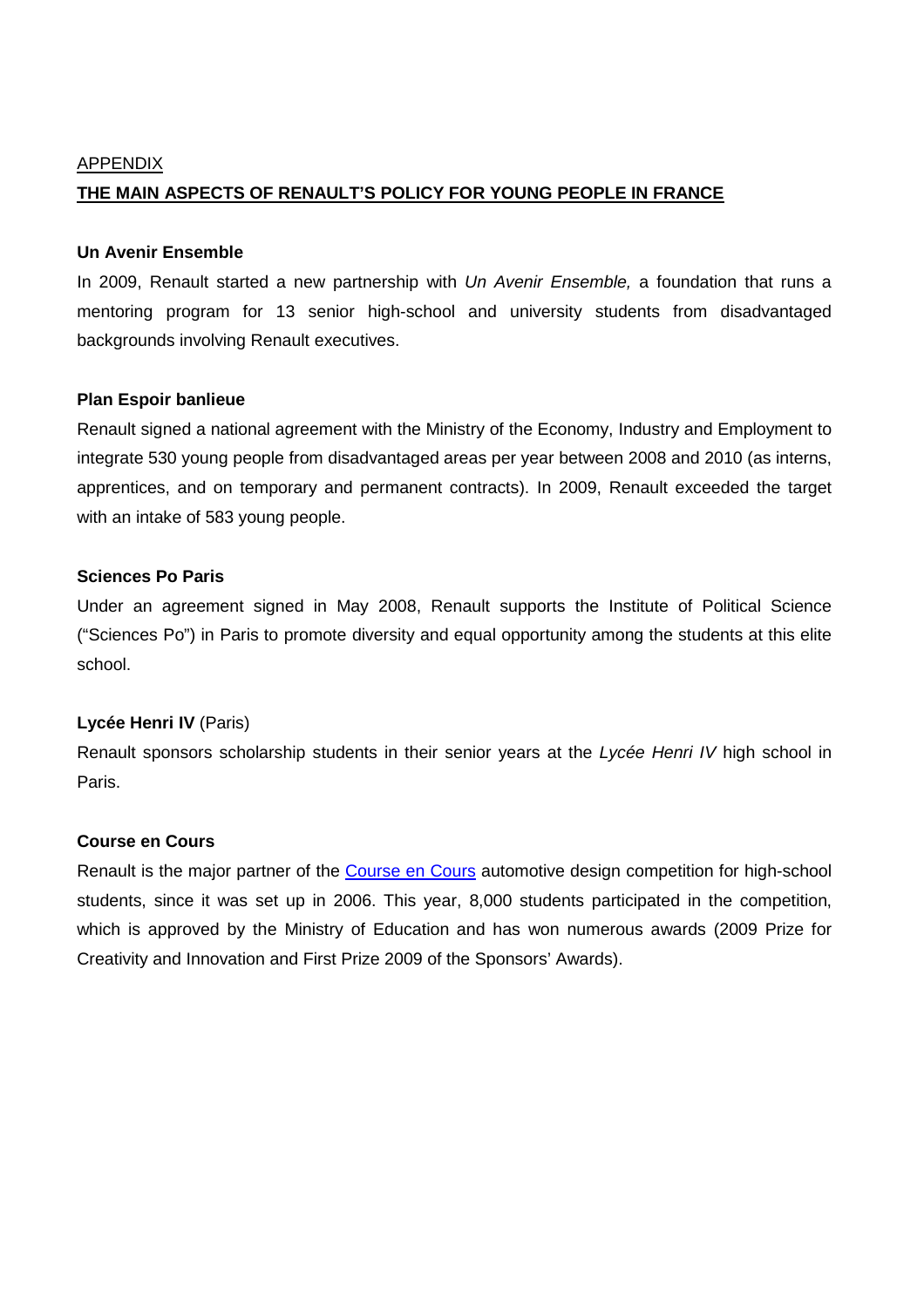APPENDIX

## THE MAIN ASPECTS OF RENAULT'S POLICY FOR YOUNG PEOPLE IN FRANCE

### Un Avenir Ensemble

In 2009, Renault started a new partnership with *Un Avenir Ensemble,* a foundation that runs a mentoring program for 13 senior high-school and university students from disadvantaged backgrounds involving Renault executives.

### Plan Espoir banlieue

Renault signed a national agreement with the Ministry of the Economy, Industry and Employment to integrate 530 young people from disadvantaged areas per year between 2008 and 2010 (as interns, apprentices, and on temporary and permanent contracts). In 2009, Renault exceeded the target with an intake of 583 young people.

### Sciences Po Paris

Under an agreement signed in May 2008, Renault supports the Institute of Political Science ("Sciences Po") in Paris to promote diversity and equal opportunity among the students at this elite school.

### Lycée Henri IV (Paris)

Renault sponsors scholarship students in their senior years at the *Lycée Henri IV* high school in Paris.

### Course en Cours

Renault is the major partner of the Course en Cours automotive design competition for high-school students, since it was set up in 2006. This year, 8,000 students participated in the competition, which is approved by the Ministry of Education and has won numerous awards (2009 Prize for Creativity and Innovation and First Prize 2009 of the Sponsors' Awards).